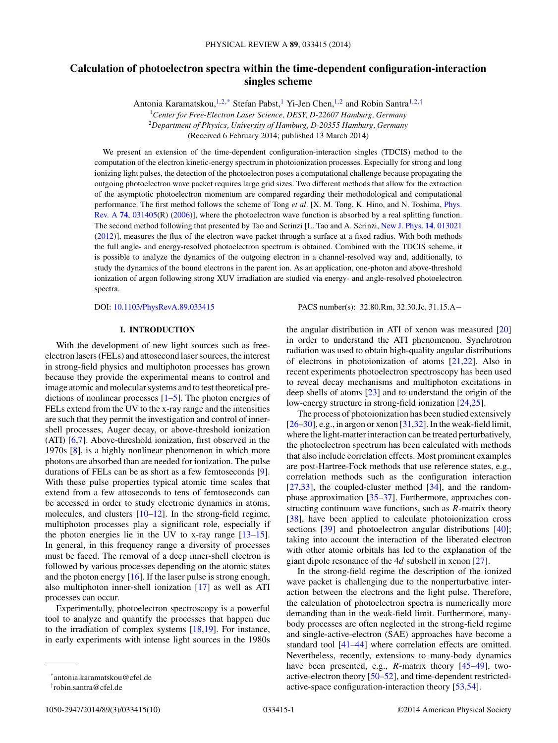# Calculation of photoelectron spectra within the time-dependent configuration-interaction singles scheme

Antonia Karamatskou,[1,2,*] Stefan Pabst,[1] Yi-Jen Chen,[1,2] and Robin Santra[1,2,†]

[1]*Center for Free-Electron Laser Science, DESY, D-22607 Hamburg, Germany*
[2]*Department of Physics, University of Hamburg, D-20355 Hamburg, Germany*

(Received 6 February 2014; published 13 March 2014)

We present an extension of the time-dependent configuration-interaction singles (TDCIS) method to the computation of the electron kinetic-energy spectrum in photoionization processes. Especially for strong and long ionizing light pulses, the detection of the photoelectron poses a computational challenge because propagating the outgoing photoelectron wave packet requires large grid sizes. Two different methods that allow for the extraction of the asymptotic photoelectron momentum are compared regarding their methodological and computational performance. The first method follows the scheme of Tong *et al.* [X. M. Tong, K. Hino, and N. Toshima, Phys. Rev. A **74**, 031405(R) (2006)], where the photoelectron wave function is absorbed by a real splitting function. The second method following that presented by Tao and Scrinzi [L. Tao and A. Scrinzi, New J. Phys. **14**, 013021 (2012)], measures the flux of the electron wave packet through a surface at a fixed radius. With both methods the full angle- and energy-resolved photoelectron spectrum is obtained. Combined with the TDCIS scheme, it is possible to analyze the dynamics of the outgoing electron in a channel-resolved way and, additionally, to study the dynamics of the bound electrons in the parent ion. As an application, one-photon and above-threshold ionization of argon following strong XUV irradiation are studied via energy- and angle-resolved photoelectron spectra.

DOI: 10.1103/PhysRevA.89.033415 PACS number(s): 32.80.Rm, 32.30.Jc, 31.15.A−

## I. INTRODUCTION

With the development of new light sources such as free-electron lasers (FELs) and attosecond laser sources, the interest in strong-field physics and multiphoton processes has grown because they provide the experimental means to control and image atomic and molecular systems and to test theoretical predictions of nonlinear processes [1–5]. The photon energies of FELs extend from the UV to the x-ray range and the intensities are such that they permit the investigation and control of inner-shell processes, Auger decay, or above-threshold ionization (ATI) [6,7]. Above-threshold ionization, first observed in the 1970s [8], is a highly nonlinear phenomenon in which more photons are absorbed than are needed for ionization. The pulse durations of FELs can be as short as a few femtoseconds [9]. With these pulse properties typical atomic time scales that extend from a few attoseconds to tens of femtoseconds can be accessed in order to study electronic dynamics in atoms, molecules, and clusters [10–12]. In the strong-field regime, multiphoton processes play a significant role, especially if the photon energies lie in the UV to x-ray range [13–15]. In general, in this frequency range a diversity of processes must be faced. The removal of a deep inner-shell electron is followed by various processes depending on the atomic states and the photon energy [16]. If the laser pulse is strong enough, also multiphoton inner-shell ionization [17] as well as ATI processes can occur.

Experimentally, photoelectron spectroscopy is a powerful tool to analyze and quantify the processes that happen due to the irradiation of complex systems [18,19]. For instance, in early experiments with intense light sources in the 1980s the angular distribution in ATI of xenon was measured [20] in order to understand the ATI phenomenon. Synchrotron radiation was used to obtain high-quality angular distributions of electrons in photoionization of atoms [21,22]. Also in recent experiments photoelectron spectroscopy has been used to reveal decay mechanisms and multiphoton excitations in deep shells of atoms [23] and to understand the origin of the low-energy structure in strong-field ionization [24,25].

The process of photoionization has been studied extensively [26–30], e.g., in argon or xenon [31,32]. In the weak-field limit, where the light-matter interaction can be treated perturbatively, the photoelectron spectrum has been calculated with methods that also include correlation effects. Most prominent examples are post-Hartree-Fock methods that use reference states, e.g., correlation methods such as the configuration interaction [27,33], the coupled-cluster method [34], and the random-phase approximation [35–37]. Furthermore, approaches constructing continuum wave functions, such as $R$-matrix theory [38], have been applied to calculate photoionization cross sections [39] and photoelectron angular distributions [40]; taking into account the interaction of the liberated electron with other atomic orbitals has led to the explanation of the giant dipole resonance of the 4$d$ subshell in xenon [27].

In the strong-field regime the description of the ionized wave packet is challenging due to the nonperturbative interaction between the electrons and the light pulse. Therefore, the calculation of photoelectron spectra is numerically more demanding than in the weak-field limit. Furthermore, many-body processes are often neglected in the strong-field regime and single-active-electron (SAE) approaches have become a standard tool [41–44] where correlation effects are omitted. Nevertheless, recently, extensions to many-body dynamics have been presented, e.g., $R$-matrix theory [45–49], two-active-electron theory [50–52], and time-dependent restricted-active-space configuration-interaction theory [53,54].

*antonia.karamatskou@cfel.de
†robin.santra@cfel.de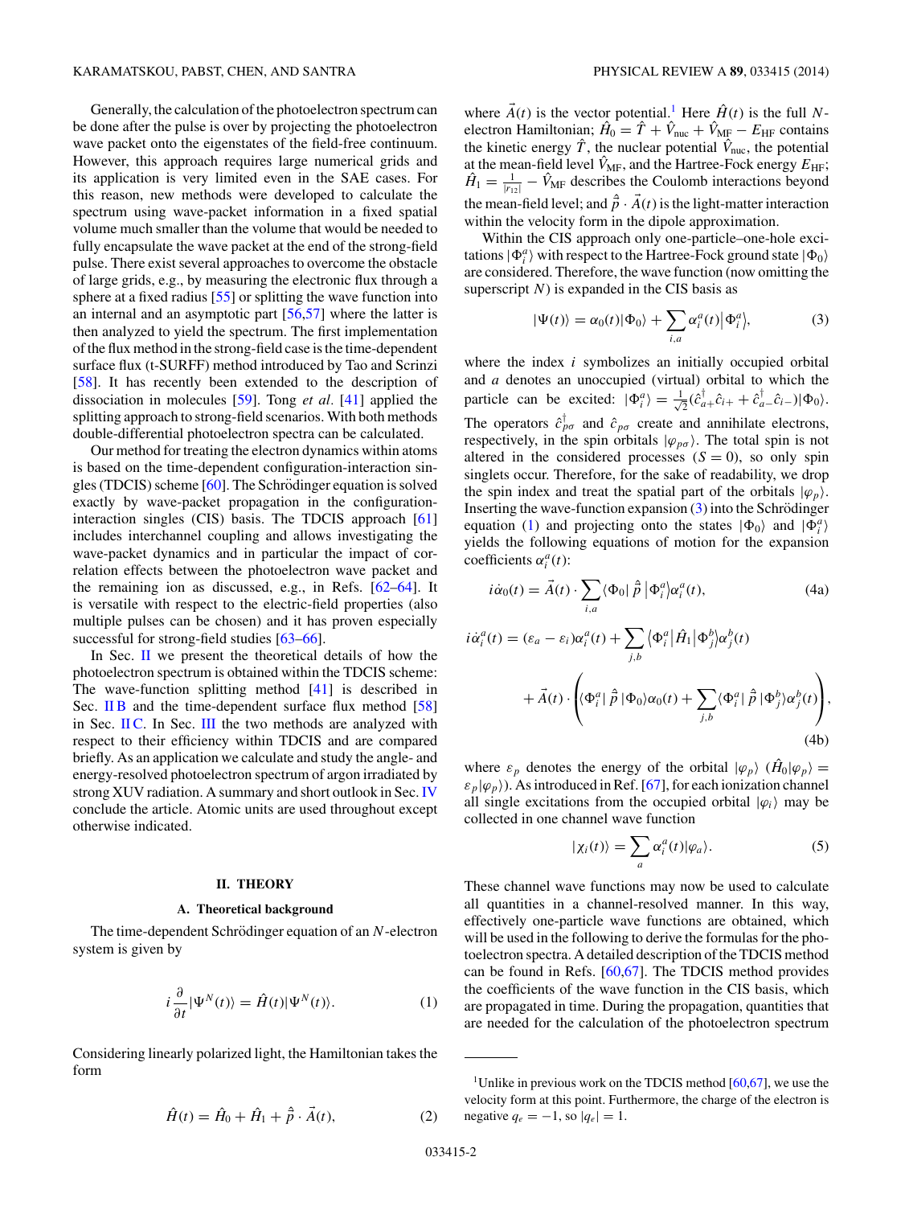Generally, the calculation of the photoelectron spectrum can be done after the pulse is over by projecting the photoelectron wave packet onto the eigenstates of the field-free continuum. However, this approach requires large numerical grids and its application is very limited even in the SAE cases. For this reason, new methods were developed to calculate the spectrum using wave-packet information in a fixed spatial volume much smaller than the volume that would be needed to fully encapsulate the wave packet at the end of the strong-field pulse. There exist several approaches to overcome the obstacle of large grids, e.g., by measuring the electronic flux through a sphere at a fixed radius [55] or splitting the wave function into an internal and an asymptotic part [56,57] where the latter is then analyzed to yield the spectrum. The first implementation of the flux method in the strong-field case is the time-dependent surface flux (t-SURFF) method introduced by Tao and Scrinzi [58]. It has recently been extended to the description of dissociation in molecules [59]. Tong *et al.* [41] applied the splitting approach to strong-field scenarios. With both methods double-differential photoelectron spectra can be calculated.

Our method for treating the electron dynamics within atoms is based on the time-dependent configuration-interaction singles (TDCIS) scheme [60]. The Schrödinger equation is solved exactly by wave-packet propagation in the configuration-interaction singles (CIS) basis. The TDCIS approach [61] includes interchannel coupling and allows investigating the wave-packet dynamics and in particular the impact of correlation effects between the photoelectron wave packet and the remaining ion as discussed, e.g., in Refs. [62–64]. It is versatile with respect to the electric-field properties (also multiple pulses can be chosen) and it has proven especially successful for strong-field studies [63–66].

In Sec. II we present the theoretical details of how the photoelectron spectrum is obtained within the TDCIS scheme: The wave-function splitting method [41] is described in Sec. II B and the time-dependent surface flux method [58] in Sec. II C. In Sec. III the two methods are analyzed with respect to their efficiency within TDCIS and are compared briefly. As an application we calculate and study the angle- and energy-resolved photoelectron spectrum of argon irradiated by strong XUV radiation. A summary and short outlook in Sec. IV conclude the article. Atomic units are used throughout except otherwise indicated.

## II. THEORY

### A. Theoretical background

The time-dependent Schrödinger equation of an $N$-electron system is given by

$$i\frac{\partial}{\partial t}|\Psi^N(t)\rangle = \hat{H}(t)|\Psi^N(t)\rangle. \tag{1}$$

Considering linearly polarized light, the Hamiltonian takes the form

$$\hat{H}(t) = \hat{H}_0 + \hat{H}_1 + \hat{\vec{p}}\cdot\vec{A}(t), \tag{2}$$

where $\vec{A}(t)$ is the vector potential.[1] Here $\hat{H}(t)$ is the full $N$-electron Hamiltonian; $\hat{H}_0 = \hat{T} + \hat{V}_{\text{nuc}} + \hat{V}_{\text{MF}} - E_{\text{HF}}$ contains the kinetic energy $\hat{T}$, the nuclear potential $\hat{V}_{\text{nuc}}$, the potential at the mean-field level $\hat{V}_{\text{MF}}$, and the Hartree-Fock energy $E_{\text{HF}}$; $\hat{H}_1 = \frac{1}{|r_{12}|} - \hat{V}_{\text{MF}}$ describes the Coulomb interactions beyond the mean-field level; and $\hat{\vec{p}}\cdot\vec{A}(t)$ is the light-matter interaction within the velocity form in the dipole approximation.

Within the CIS approach only one-particle–one-hole excitations $|\Phi_i^a\rangle$ with respect to the Hartree-Fock ground state $|\Phi_0\rangle$ are considered. Therefore, the wave function (now omitting the superscript $N$) is expanded in the CIS basis as

$$|\Psi(t)\rangle = \alpha_0(t)|\Phi_0\rangle + \sum_{i,a}\alpha_i^a(t)\big|\Phi_i^a\big\rangle, \tag{3}$$

where the index $i$ symbolizes an initially occupied orbital and $a$ denotes an unoccupied (virtual) orbital to which the particle can be excited: $|\Phi_i^a\rangle = \frac{1}{\sqrt{2}}(\hat{c}_{a+}^\dagger\hat{c}_{i+} + \hat{c}_{a-}^\dagger\hat{c}_{i-})|\Phi_0\rangle$. The operators $\hat{c}_{p\sigma}^\dagger$ and $\hat{c}_{p\sigma}$ create and annihilate electrons, respectively, in the spin orbitals $|\varphi_{p\sigma}\rangle$. The total spin is not altered in the considered processes ($S = 0$), so only spin singlets occur. Therefore, for the sake of readability, we drop the spin index and treat the spatial part of the orbitals $|\varphi_p\rangle$. Inserting the wave-function expansion (3) into the Schrödinger equation (1) and projecting onto the states $|\Phi_0\rangle$ and $|\Phi_i^a\rangle$ yields the following equations of motion for the expansion coefficients $\alpha_i^a(t)$:

$$i\dot{\alpha}_0(t) = \vec{A}(t)\cdot\sum_{i,a}\langle\Phi_0|\,\hat{\vec{p}}\,\big|\Phi_i^a\rangle\alpha_i^a(t), \tag{4a}$$

$$\begin{aligned} i\dot{\alpha}_i^a(t) = {} & (\varepsilon_a - \varepsilon_i)\alpha_i^a(t) + \sum_{j,b}\big\langle\Phi_i^a\big|\hat{H}_1\big|\Phi_j^b\big\rangle\alpha_j^b(t) \\ & + \vec{A}(t)\cdot\left(\langle\Phi_i^a|\,\hat{\vec{p}}\,|\Phi_0\rangle\alpha_0(t) + \sum_{j,b}\langle\Phi_i^a|\,\hat{\vec{p}}\,|\Phi_j^b\rangle\alpha_j^b(t)\right), \end{aligned} \tag{4b}$$

where $\varepsilon_p$ denotes the energy of the orbital $|\varphi_p\rangle$ ($\hat{H}_0|\varphi_p\rangle = \varepsilon_p|\varphi_p\rangle$). As introduced in Ref. [67], for each ionization channel all single excitations from the occupied orbital $|\varphi_i\rangle$ may be collected in one channel wave function

$$|\chi_i(t)\rangle = \sum_a \alpha_i^a(t)|\varphi_a\rangle. \tag{5}$$

These channel wave functions may now be used to calculate all quantities in a channel-resolved manner. In this way, effectively one-particle wave functions are obtained, which will be used in the following to derive the formulas for the photoelectron spectra. A detailed description of the TDCIS method can be found in Refs. [60,67]. The TDCIS method provides the coefficients of the wave function in the CIS basis, which are propagated in time. During the propagation, quantities that are needed for the calculation of the photoelectron spectrum

[1] Unlike in previous work on the TDCIS method [60,67], we use the velocity form at this point. Furthermore, the charge of the electron is negative $q_e = -1$, so $|q_e| = 1$.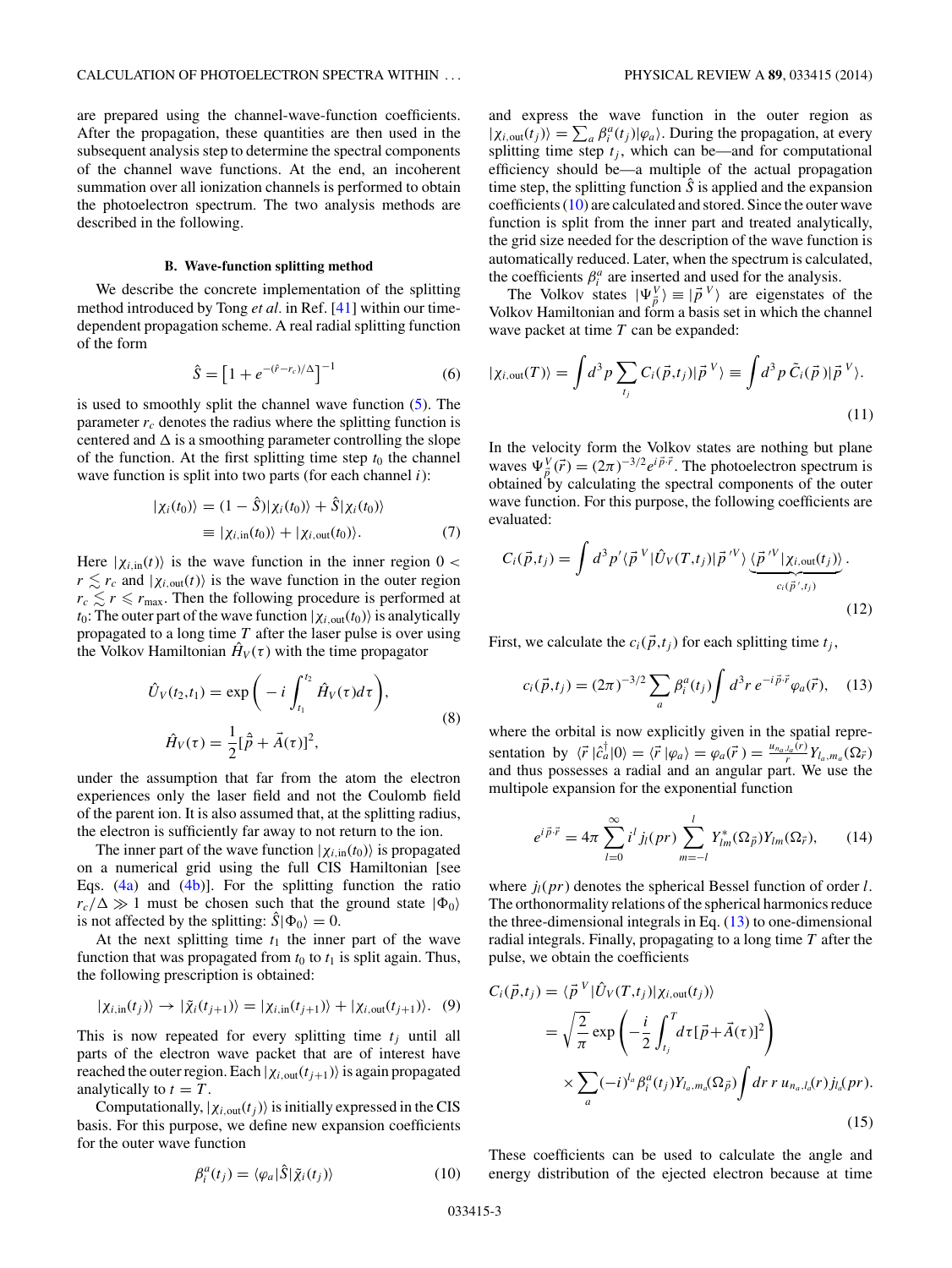are prepared using the channel-wave-function coefficients. After the propagation, these quantities are then used in the subsequent analysis step to determine the spectral components of the channel wave functions. At the end, an incoherent summation over all ionization channels is performed to obtain the photoelectron spectrum. The two analysis methods are described in the following.

### B. Wave-function splitting method

We describe the concrete implementation of the splitting method introduced by Tong *et al.* in Ref. [41] within our time-dependent propagation scheme. A real radial splitting function of the form

$$\hat{S} = \left[1 + e^{-(\hat{r}-r_c)/\Delta}\right]^{-1} \tag{6}$$

is used to smoothly split the channel wave function (5). The parameter $r_c$ denotes the radius where the splitting function is centered and $\Delta$ is a smoothing parameter controlling the slope of the function. At the first splitting time step $t_0$ the channel wave function is split into two parts (for each channel $i$):

$$\begin{aligned} |\chi_i(t_0)\rangle &= (1-\hat{S})|\chi_i(t_0)\rangle + \hat{S}|\chi_i(t_0)\rangle \\ &\equiv |\chi_{i,\text{in}}(t_0)\rangle + |\chi_{i,\text{out}}(t_0)\rangle. \end{aligned} \tag{7}$$

Here $|\chi_{i,\text{in}}(t)\rangle$ is the wave function in the inner region $0 < r \lesssim r_c$ and $|\chi_{i,\text{out}}(t)\rangle$ is the wave function in the outer region $r_c \lesssim r \leqslant r_{\max}$. Then the following procedure is performed at $t_0$: The outer part of the wave function $|\chi_{i,\text{out}}(t_0)\rangle$ is analytically propagated to a long time $T$ after the laser pulse is over using the Volkov Hamiltonian $\hat{H}_V(\tau)$ with the time propagator

$$\begin{aligned} \hat{U}_V(t_2,t_1) &= \exp\left(-i\int_{t_1}^{t_2} \hat{H}_V(\tau)d\tau\right), \\ \hat{H}_V(\tau) &= \frac{1}{2}[\hat{\vec{p}} + \vec{A}(\tau)]^2, \end{aligned} \tag{8}$$

under the assumption that far from the atom the electron experiences only the laser field and not the Coulomb field of the parent ion. It is also assumed that, at the splitting radius, the electron is sufficiently far away to not return to the ion.

The inner part of the wave function $|\chi_{i,\text{in}}(t_0)\rangle$ is propagated on a numerical grid using the full CIS Hamiltonian [see Eqs. (4a) and (4b)]. For the splitting function the ratio $r_c/\Delta \gg 1$ must be chosen such that the ground state $|\Phi_0\rangle$ is not affected by the splitting: $\hat{S}|\Phi_0\rangle = 0$.

At the next splitting time $t_1$ the inner part of the wave function that was propagated from $t_0$ to $t_1$ is split again. Thus, the following prescription is obtained:

$$|\chi_{i,\text{in}}(t_j)\rangle \rightarrow |\tilde{\chi}_i(t_{j+1})\rangle = |\chi_{i,\text{in}}(t_{j+1})\rangle + |\chi_{i,\text{out}}(t_{j+1})\rangle. \tag{9}$$

This is now repeated for every splitting time $t_j$ until all parts of the electron wave packet that are of interest have reached the outer region. Each $|\chi_{i,\text{out}}(t_{j+1})\rangle$ is again propagated analytically to $t = T$.

Computationally, $|\chi_{i,\text{out}}(t_j)\rangle$ is initially expressed in the CIS basis. For this purpose, we define new expansion coefficients for the outer wave function

$$\beta_i^a(t_j) = \langle\varphi_a|\hat{S}|\tilde{\chi}_i(t_j)\rangle \tag{10}$$

and express the wave function in the outer region as $|\chi_{i,\text{out}}(t_j)\rangle = \sum_a \beta_i^a(t_j)|\varphi_a\rangle$. During the propagation, at every splitting time step $t_j$, which can be—and for computational efficiency should be—a multiple of the actual propagation time step, the splitting function $\hat{S}$ is applied and the expansion coefficients (10) are calculated and stored. Since the outer wave function is split from the inner part and treated analytically, the grid size needed for the description of the wave function is automatically reduced. Later, when the spectrum is calculated, the coefficients $\beta_i^a$ are inserted and used for the analysis.

The Volkov states $|\Psi_{\vec{p}}^V\rangle \equiv |\vec{p}^{\,V}\rangle$ are eigenstates of the Volkov Hamiltonian and form a basis set in which the channel wave packet at time $T$ can be expanded:

$$|\chi_{i,\text{out}}(T)\rangle = \int d^3p \sum_{t_j} C_i(\vec{p},t_j)|\vec{p}^{\,V}\rangle \equiv \int d^3p\, \tilde{C}_i(\vec{p})|\vec{p}^{\,V}\rangle. \tag{11}$$

In the velocity form the Volkov states are nothing but plane waves $\Psi_{\vec{p}}^V(\vec{r}) = (2\pi)^{-3/2}e^{i\vec{p}\cdot\vec{r}}$. The photoelectron spectrum is obtained by calculating the spectral components of the outer wave function. For this purpose, the following coefficients are evaluated:

$$C_i(\vec{p},t_j) = \int d^3p' \langle\vec{p}^{\,V}|\hat{U}_V(T,t_j)|\vec{p}^{\,\prime V}\rangle \underbrace{\langle\vec{p}^{\,\prime V}|\chi_{i,\text{out}}(t_j)\rangle}_{c_i(\vec{p}^{\,\prime},t_j)}. \tag{12}$$

First, we calculate the $c_i(\vec{p},t_j)$ for each splitting time $t_j$,

$$c_i(\vec{p},t_j) = (2\pi)^{-3/2}\sum_a \beta_i^a(t_j)\int d^3r\, e^{-i\vec{p}\cdot\vec{r}}\varphi_a(\vec{r}), \tag{13}$$

where the orbital is now explicitly given in the spatial representation by $\langle\vec{r}\,|\hat{c}_a^\dagger|0\rangle = \langle\vec{r}\,|\varphi_a\rangle = \varphi_a(\vec{r}\,) = \frac{u_{n_a,l_a}(r)}{r}Y_{l_a,m_a}(\Omega_{\vec{r}})$ and thus possesses a radial and an angular part. We use the multipole expansion for the exponential function

$$e^{i\vec{p}\cdot\vec{r}} = 4\pi\sum_{l=0}^{\infty} i^l j_l(pr)\sum_{m=-l}^{l} Y_{lm}^*(\Omega_{\vec{p}})Y_{lm}(\Omega_{\vec{r}}), \tag{14}$$

where $j_l(pr)$ denotes the spherical Bessel function of order $l$. The orthonormality relations of the spherical harmonics reduce the three-dimensional integrals in Eq. (13) to one-dimensional radial integrals. Finally, propagating to a long time $T$ after the pulse, we obtain the coefficients

$$\begin{aligned} C_i(\vec{p},t_j) &= \langle\vec{p}^{\,V}|\hat{U}_V(T,t_j)|\chi_{i,\text{out}}(t_j)\rangle \\ &= \sqrt{\frac{2}{\pi}}\exp\left(-\frac{i}{2}\int_{t_j}^{T} d\tau[\vec{p}+\vec{A}(\tau)]^2\right) \\ &\quad\times\sum_a(-i)^{l_a}\beta_i^a(t_j)Y_{l_a,m_a}(\Omega_{\vec{p}})\int dr\, r\, u_{n_a,l_a}(r)j_{l_a}(pr). \end{aligned} \tag{15}$$

These coefficients can be used to calculate the angle and energy distribution of the ejected electron because at time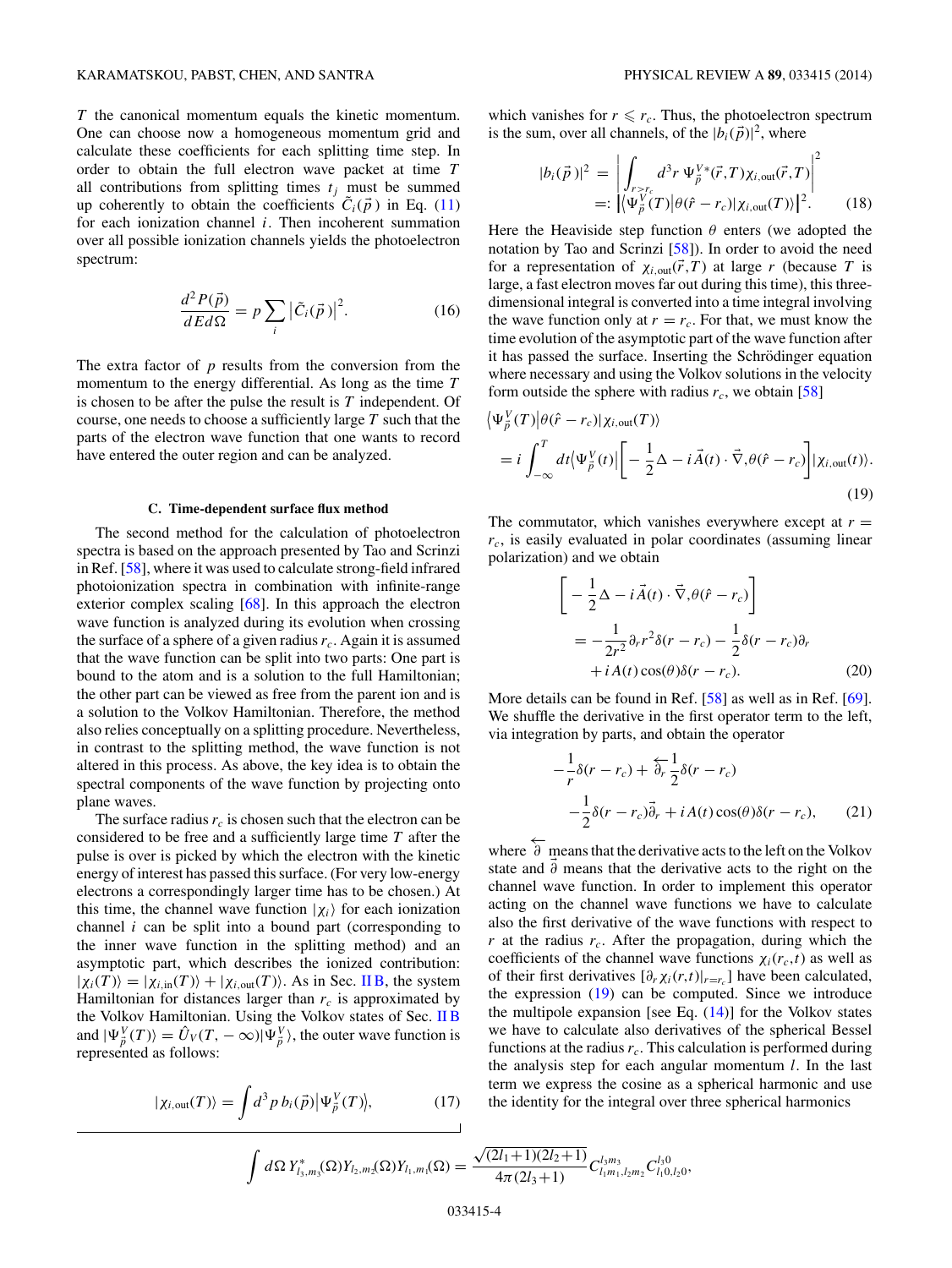$T$ the canonical momentum equals the kinetic momentum. One can choose now a homogeneous momentum grid and calculate these coefficients for each splitting time step. In order to obtain the full electron wave packet at time $T$ all contributions from splitting times $t_j$ must be summed up coherently to obtain the coefficients $\tilde{C}_i(\vec{p})$ in Eq. (11) for each ionization channel $i$. Then incoherent summation over all possible ionization channels yields the photoelectron spectrum:

$$\frac{d^2P(\vec{p})}{dE d\Omega} = p \sum_i \left|\tilde{C}_i(\vec{p})\right|^2. \tag{16}$$

The extra factor of $p$ results from the conversion from the momentum to the energy differential. As long as the time $T$ is chosen to be after the pulse the result is $T$ independent. Of course, one needs to choose a sufficiently large $T$ such that the parts of the electron wave function that one wants to record have entered the outer region and can be analyzed.

### C. Time-dependent surface flux method

The second method for the calculation of photoelectron spectra is based on the approach presented by Tao and Scrinzi in Ref. [58], where it was used to calculate strong-field infrared photoionization spectra in combination with infinite-range exterior complex scaling [68]. In this approach the electron wave function is analyzed during its evolution when crossing the surface of a sphere of a given radius $r_c$. Again it is assumed that the wave function can be split into two parts: One part is bound to the atom and is a solution to the full Hamiltonian; the other part can be viewed as free from the parent ion and is a solution to the Volkov Hamiltonian. Therefore, the method also relies conceptually on a splitting procedure. Nevertheless, in contrast to the splitting method, the wave function is not altered in this process. As above, the key idea is to obtain the spectral components of the wave function by projecting onto plane waves.

The surface radius $r_c$ is chosen such that the electron can be considered to be free and a sufficiently large time $T$ after the pulse is over is picked by which the electron with the kinetic energy of interest has passed this surface. (For very low-energy electrons a correspondingly larger time has to be chosen.) At this time, the channel wave function $|\chi_i\rangle$ for each ionization channel $i$ can be split into a bound part (corresponding to the inner wave function in the splitting method) and an asymptotic part, which describes the ionized contribution: $|\chi_i(T)\rangle = |\chi_{i,\text{in}}(T)\rangle + |\chi_{i,\text{out}}(T)\rangle$. As in Sec. II B, the system Hamiltonian for distances larger $r_c$ is approximated by the Volkov Hamiltonian. Using the Volkov states of Sec. II B and $|\Psi^V_{\vec{p}}(T)\rangle = \hat{U}_V(T,-\infty)|\Psi^V_{\vec{p}}\rangle$, the outer wave function is represented as follows:

$$|\chi_{i,\text{out}}(T)\rangle = \int d^3p\, b_i(\vec{p})\left|\Psi^V_{\vec{p}}(T)\right\rangle, \tag{17}$$

which vanishes for $r \leqslant r_c$. Thus, the photoelectron spectrum is the sum, over all channels, of the $|b_i(\vec{p})|^2$, where

$$\begin{aligned}|b_i(\vec{p})|^2 &= \left|\int_{r>r_c} d^3r\, \Psi^{V*}_{\vec{p}}(\vec{r},T)\chi_{i,\text{out}}(\vec{r},T)\right|^2 \\ &=: \left|\left\langle\Psi^V_{\vec{p}}(T)\right|\theta(\hat{r}-r_c)\left|\chi_{i,\text{out}}(T)\right\rangle\right|^2.\end{aligned} \tag{18}$$

Here the Heaviside step function $\theta$ enters (we adopted the notation by Tao and Scrinzi [58]). In order to avoid the need for a representation of $\chi_{i,\text{out}}(\vec{r},T)$ at large $r$ (because $T$ is large, a fast electron moves far out during this time), this three-dimensional integral is converted into a time integral involving the wave function only at $r = r_c$. For that, we must know the time evolution of the asymptotic part of the wave function after it has passed the surface. Inserting the Schrödinger equation where necessary and using the Volkov solutions in the velocity form outside the sphere with radius $r_c$, we obtain [58]

$$\begin{aligned}&\left\langle\Psi^V_{\vec{p}}(T)\right|\theta(\hat{r}-r_c)\left|\chi_{i,\text{out}}(T)\right\rangle \\ &\quad = i\int_{-\infty}^{T} dt\left\langle\Psi^V_{\vec{p}}(t)\right|\left[-\frac{1}{2}\Delta - i\vec{A}(t)\cdot\vec{\nabla},\theta(\hat{r}-r_c)\right]\left|\chi_{i,\text{out}}(t)\right\rangle.\end{aligned} \tag{19}$$

The commutator, which vanishes everywhere except at $r = r_c$, is easily evaluated in polar coordinates (assuming linear polarization) and we obtain

$$\begin{aligned}&\left[-\frac{1}{2}\Delta - i\vec{A}(t)\cdot\vec{\nabla},\theta(\hat{r}-r_c)\right] \\ &\quad = -\frac{1}{2r^2}\partial_r r^2\delta(r-r_c) - \frac{1}{2}\delta(r-r_c)\partial_r \\ &\qquad + iA(t)\cos(\theta)\delta(r-r_c).\end{aligned} \tag{20}$$

More details can be found in Ref. [58] as well as in Ref. [69]. We shuffle the derivative in the first operator term to the left, via integration by parts, and obtain the operator

$$\begin{aligned}&-\frac{1}{r}\delta(r-r_c) + \overleftarrow{\partial}_r\frac{1}{2}\delta(r-r_c) \\ &\quad -\frac{1}{2}\delta(r-r_c)\vec{\partial}_r + iA(t)\cos(\theta)\delta(r-r_c),\end{aligned} \tag{21}$$

where $\overleftarrow{\partial}$ means that the derivative acts to the left on the Volkov state and $\vec{\partial}$ means that the derivative acts to the right on the channel wave function. In order to implement this operator acting on the channel wave functions we have to calculate also the first derivative of the wave functions with respect to $r$ at the radius $r_c$. After the propagation, during which the coefficients of the channel wave functions $\chi_i(r_c,t)$ as well as of their first derivatives $[\partial_r\chi_i(r,t)|_{r=r_c}]$ have been calculated, the expression (19) can be computed. Since we introduce the multipole expansion [see Eq. (14)] for the Volkov states we have to calculate also derivatives of the spherical Bessel functions at the radius $r_c$. This calculation is performed during the analysis step for each angular momentum $l$. In the last term we express the cosine as a spherical harmonic and use the identity for the integral over three spherical harmonics

$$\int d\Omega\, Y^*_{l_3,m_3}(\Omega)Y_{l_2,m_2}(\Omega)Y_{l_1,m_1}(\Omega) = \frac{\sqrt{(2l_1+1)(2l_2+1)}}{4\pi(2l_3+1)}C^{l_3m_3}_{l_1m_1,l_2m_2}C^{l_30}_{l_10,l_20},$$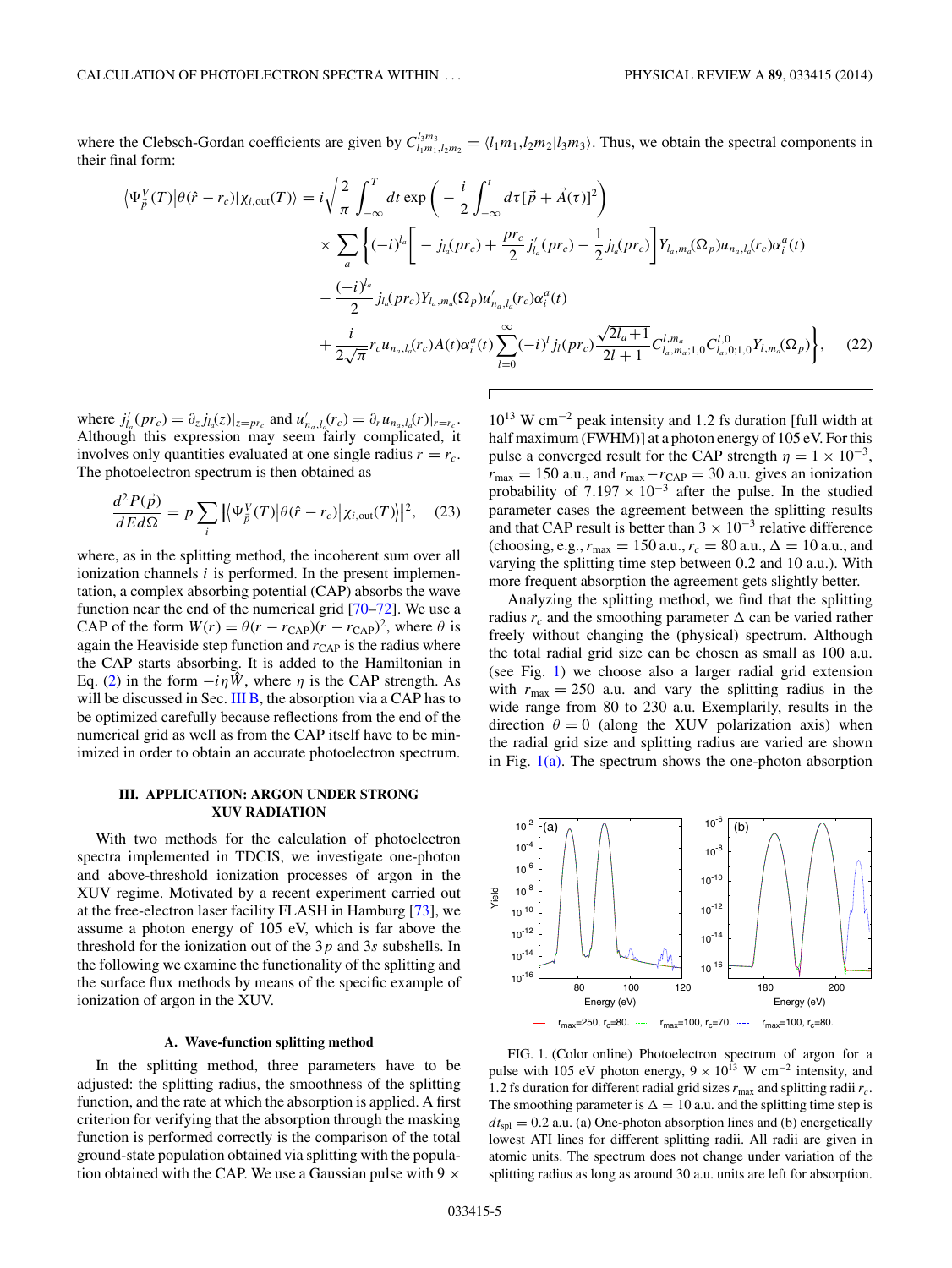where the Clebsch-Gordan coefficients are given by $C_{l_1 m_1, l_2 m_2}^{l_3 m_3} = \langle l_1 m_1, l_2 m_2 | l_3 m_3 \rangle$. Thus, we obtain the spectral components in their final form:

$$
\begin{aligned}
\left\langle \Psi_{\vec{p}}^{V}(T) \middle| \theta(\hat{r} - r_c) \middle| \chi_{i,\mathrm{out}}(T) \right\rangle = {} & i \sqrt{\frac{2}{\pi}} \int_{-\infty}^{T} dt \exp\left( -\frac{i}{2} \int_{-\infty}^{t} d\tau [\vec{p} + \vec{A}(\tau)]^2 \right) \\
& \times \sum_a \Bigg\{ (-i)^{l_a} \left[ -j_{l_a}(pr_c) + \frac{pr_c}{2} j'_{l_a}(pr_c) - \frac{1}{2} j_{l_a}(pr_c) \right] Y_{l_a,m_a}(\Omega_p) u_{n_a,l_a}(r_c) \alpha_i^a(t) \\
& - \frac{(-i)^{l_a}}{2} j_{l_a}(pr_c) Y_{l_a,m_a}(\Omega_p) u'_{n_a,l_a}(r_c) \alpha_i^a(t) \\
& + \frac{i}{2\sqrt{\pi}} r_c u_{n_a,l_a}(r_c) A(t) \alpha_i^a(t) \sum_{l=0}^{\infty} (-i)^l j_l(pr_c) \frac{\sqrt{2l_a+1}}{2l+1} C_{l_a,m_a;1,0}^{l,m_a} C_{l_a,0;1,0}^{l,0} Y_{l,m_a}(\Omega_p) \Bigg\}, \qquad (22)
\end{aligned}
$$

where $j'_{l_a}(pr_c) = \partial_z j_{l_a}(z)|_{z=pr_c}$ and $u'_{n_a,l_a}(r_c) = \partial_r u_{n_a,l_a}(r)|_{r=r_c}$. Although this expression may seem fairly complicated, it involves only quantities evaluated at one single radius $r = r_c$. The photoelectron spectrum is then obtained as

$$
\frac{d^2 P(\vec{p})}{dE d\Omega} = p \sum_i \left| \left\langle \Psi_{\vec{p}}^{V}(T) \middle| \theta(\hat{r} - r_c) \middle| \chi_{i,\mathrm{out}}(T) \right\rangle \right|^2, \qquad (23)
$$

where, as in the splitting method, the incoherent sum over all ionization channels $i$ is performed. In the present implementation, a complex absorbing potential (CAP) absorbs the wave function near the end of the numerical grid [70–72]. We use a CAP of the form $W(r) = \theta(r - r_{\mathrm{CAP}})(r - r_{\mathrm{CAP}})^2$, where $\theta$ is again the Heaviside step function and $r_{\mathrm{CAP}}$ is the radius where the CAP starts absorbing. It is added to the Hamiltonian in Eq. (2) in the form $-i\eta\hat{W}$, where $\eta$ is the CAP strength. As will be discussed in Sec. III B, the absorption via a CAP has to be optimized carefully because reflections from the end of the numerical grid as well as from the CAP itself have to be minimized in order to obtain an accurate photoelectron spectrum.

## III. APPLICATION: ARGON UNDER STRONG XUV RADIATION

With two methods for the calculation of photoelectron spectra implemented in TDCIS, we investigate one-photon and above-threshold ionization processes of argon in the XUV regime. Motivated by a recent experiment carried out at the free-electron laser facility FLASH in Hamburg [73], we assume a photon energy of 105 eV, which is far above the threshold for the ionization out of the $3p$ and $3s$ subshells. In the following we examine the functionality of the splitting and the surface flux methods by means of the specific example of ionization of argon in the XUV.

### A. Wave-function splitting method

In the splitting method, three parameters have to be adjusted: the splitting radius, the smoothness of the splitting function, and the rate at which the absorption is applied. A first criterion for verifying that the absorption through the masking function is performed correctly is the comparison of the total ground-state population obtained via splitting with the population obtained with the CAP. We use a Gaussian pulse with $9 \times 10^{13}$ W cm$^{-2}$ peak intensity and 1.2 fs duration [full width at half maximum (FWHM)] at a photon energy of 105 eV. For this pulse a converged result for the CAP strength $\eta = 1 \times 10^{-3}$, $r_{\max} = 150$ a.u., and $r_{\max} - r_{\mathrm{CAP}} = 30$ a.u. gives an ionization probability of $7.197 \times 10^{-3}$ after the pulse. In the studied parameter cases the agreement between the splitting results and that CAP result is better than $3 \times 10^{-3}$ relative difference (choosing, e.g., $r_{\max} = 150$ a.u., $r_c = 80$ a.u., $\Delta = 10$ a.u., and varying the splitting time step between 0.2 and 10 a.u.). With more frequent absorption the agreement gets slightly better.

Analyzing the splitting method, we find that the splitting radius $r_c$ and the smoothing parameter $\Delta$ can be varied rather freely without changing the (physical) spectrum. Although the total radial grid size can be chosen as small as 100 a.u. (see Fig. 1) we choose also a larger radial grid extension with $r_{\max} = 250$ a.u. and vary the splitting radius in the wide range from 80 to 230 a.u. Exemplarily, results in the direction $\theta = 0$ (along the XUV polarization axis) when the radial grid size and splitting radius are varied are shown in Fig. 1(a). The spectrum shows the one-photon absorption

FIG. 1. (Color online) Photoelectron spectrum of argon for a pulse with 105 eV photon energy, $9 \times 10^{13}$ W cm$^{-2}$ intensity, and 1.2 fs duration for different radial grid sizes $r_{\max}$ and splitting radii $r_c$. The smoothing parameter is $\Delta = 10$ a.u. and the splitting time step is $dt_{\mathrm{spl}} = 0.2$ a.u. (a) One-photon absorption lines and (b) energetically lowest ATI lines for different splitting radii. All radii are given in atomic units. The spectrum does not change under variation of the splitting radius as long as around 30 a.u. units are left for absorption.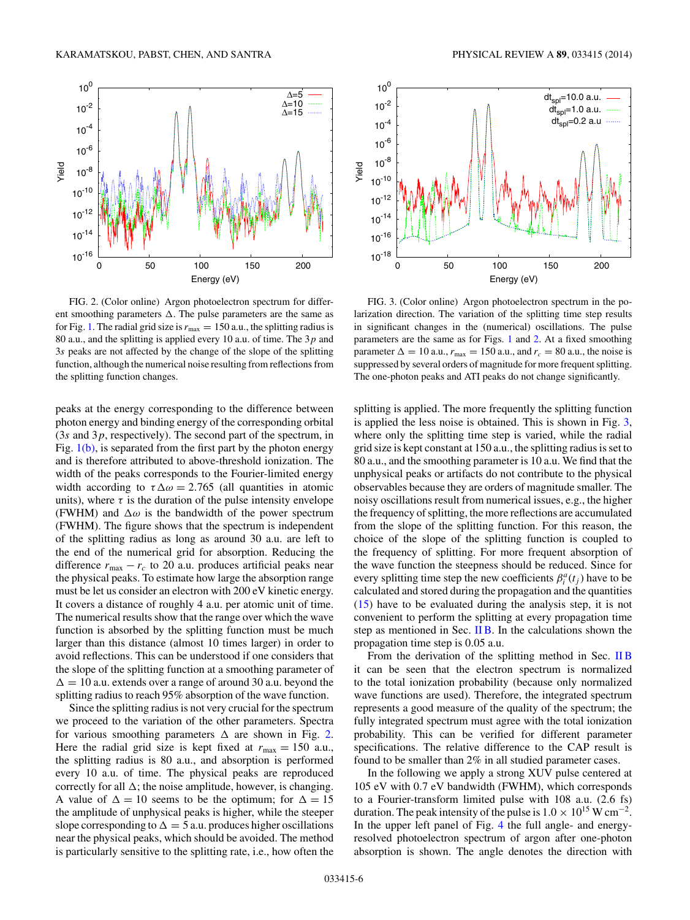FIG. 2. (Color online) Argon photoelectron spectrum for different smoothing parameters $\Delta$. The pulse parameters are the same as for Fig. 1. The radial grid size is $r_{\max} = 150$ a.u., the splitting radius is 80 a.u., and the splitting is applied every 10 a.u. of time. The $3p$ and $3s$ peaks are not affected by the change of the slope of the splitting function, although the numerical noise resulting from reflections from the splitting function changes.

FIG. 3. (Color online) Argon photoelectron spectrum in the polarization direction. The variation of the splitting time step results in significant changes in the (numerical) oscillations. The pulse parameters are the same as for Figs. 1 and 2. At a fixed smoothing parameter $\Delta = 10$ a.u., $r_{\max} = 150$ a.u., and $r_c = 80$ a.u., the noise is suppressed by several orders of magnitude for more frequent splitting. The one-photon peaks and ATI peaks do not change significantly.

peaks at the energy corresponding to the difference between photon energy and binding energy of the corresponding orbital ($3s$ and $3p$, respectively). The second part of the spectrum, in Fig. 1(b), is separated from the first part by the photon energy and is therefore attributed to above-threshold ionization. The width of the peaks corresponds to the Fourier-limited energy width according to $\tau\Delta\omega = 2.765$ (all quantities in atomic units), where $\tau$ is the duration of the pulse intensity envelope (FWHM) and $\Delta\omega$ is the bandwidth of the power spectrum (FWHM). The figure shows that the spectrum is independent of the splitting radius as long as around 30 a.u. are left to the end of the numerical grid for absorption. Reducing the difference $r_{\max} - r_c$ to 20 a.u. produces artificial peaks near the physical peaks. To estimate how large the absorption range must be let us consider an electron with 200 eV kinetic energy. It covers a distance of roughly 4 a.u. per atomic unit of time. The numerical results show that the range over which the wave function is absorbed by the splitting function must be much larger than this distance (almost 10 times larger) in order to avoid reflections. This can be understood if one considers that the slope of the splitting function at a smoothing parameter of $\Delta = 10$ a.u. extends over a range of around 30 a.u. beyond the splitting radius to reach 95% absorption of the wave function.

Since the splitting radius is not very crucial for the spectrum we proceed to the variation of the other parameters. Spectra for various smoothing parameters $\Delta$ are shown in Fig. 2. Here the radial grid size is kept fixed at $r_{\max} = 150$ a.u., the splitting radius is 80 a.u., and absorption is performed every 10 a.u. of time. The physical peaks are reproduced correctly for all $\Delta$; the noise amplitude, however, is changing. A value of $\Delta = 10$ seems to be the optimum; for $\Delta = 15$ the amplitude of unphysical peaks is higher, while the steeper slope corresponding to $\Delta = 5$ a.u. produces higher oscillations near the physical peaks, which should be avoided. The method is particularly sensitive to the splitting rate, i.e., how often the splitting is applied. The more frequently the splitting function is applied the less noise is obtained. This is shown in Fig. 3, where only the splitting time step is varied, while the radial grid size is kept constant at 150 a.u., the splitting radius is set to 80 a.u., and the smoothing parameter is 10 a.u. We find that the unphysical peaks or artifacts do not contribute to the physical observables because they are orders of magnitude smaller. The noisy oscillations result from numerical issues, e.g., the higher the frequency of splitting, the more reflections are accumulated from the slope of the splitting function. For this reason, the choice of the slope of the splitting function is coupled to the frequency of splitting. For more frequent absorption of the wave function the steepness should be reduced. Since for every splitting time step the new coefficients $\beta_i^a(t_j)$ have to be calculated and stored during the propagation and the quantities (15) have to be evaluated during the analysis step, it is not convenient to perform the splitting at every propagation time step as mentioned in Sec. II B. In the calculations shown the propagation time step is 0.05 a.u.

From the derivation of the splitting method in Sec. II B it can be seen that the electron spectrum is normalized to the total ionization probability (because only normalized wave functions are used). Therefore, the integrated spectrum represents a good measure of the quality of the spectrum; the fully integrated spectrum must agree with the total ionization probability. This can be verified for different parameter specifications. The relative difference to the CAP result is found to be smaller than 2% in all studied parameter cases.

In the following we apply a strong XUV pulse centered at 105 eV with 0.7 eV bandwidth (FWHM), which corresponds to a Fourier-transform limited pulse with 108 a.u. (2.6 fs) duration. The peak intensity of the pulse is $1.0 \times 10^{15}$ W cm$^{-2}$. In the upper left panel of Fig. 4 the full angle- and energy-resolved photoelectron spectrum of argon after one-photon absorption is shown. The angle denotes the direction with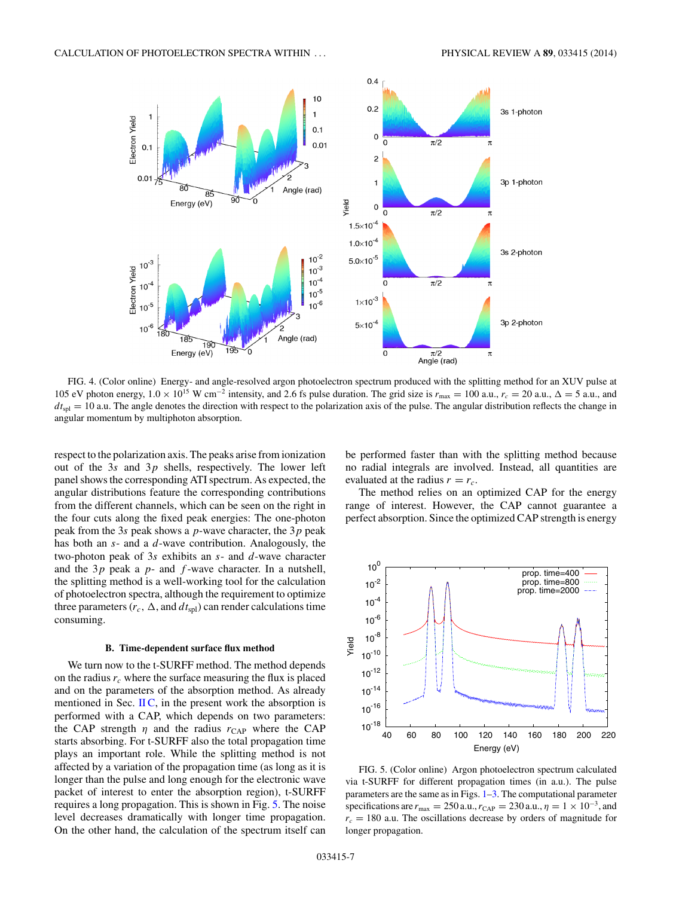FIG. 4. (Color online) Energy- and angle-resolved argon photoelectron spectrum produced with the splitting method for an XUV pulse at 105 eV photon energy, $1.0 \times 10^{15}$ W cm$^{-2}$ intensity, and 2.6 fs pulse duration. The grid size is $r_{\max} = 100$ a.u., $r_c = 20$ a.u., $\Delta = 5$ a.u., and $dt_{\rm spl} = 10$ a.u. The angle denotes the direction with respect to the polarization axis of the pulse. The angular distribution reflects the change in angular momentum by multiphoton absorption.

respect to the polarization axis. The peaks arise from ionization out of the $3s$ and $3p$ shells, respectively. The lower left panel shows the corresponding ATI spectrum. As expected, the angular distributions feature the corresponding contributions from the different channels, which can be seen on the right in the four cuts along the fixed peak energies: The one-photon peak from the $3s$ peak shows a $p$-wave character, the $3p$ peak has both an $s$- and a $d$-wave contribution. Analogously, the two-photon peak of $3s$ exhibits an $s$- and $d$-wave character and the $3p$ peak a $p$- and $f$-wave character. In a nutshell, the splitting method is a well-working tool for the calculation of photoelectron spectra, although the requirement to optimize three parameters ($r_c$, $\Delta$, and $dt_{\rm spl}$) can render calculations time consuming.

### B. Time-dependent surface flux method

We turn now to the t-SURFF method. The method depends on the radius $r_c$ where the surface measuring the flux is placed and on the parameters of the absorption method. As already mentioned in Sec. II C, in the present work the absorption is performed with a CAP, which depends on two parameters: the CAP strength $\eta$ and the radius $r_{\rm CAP}$ where the CAP starts absorbing. For t-SURFF also the total propagation time plays an important role. While the splitting method is not affected by a variation of the propagation time (as long as it is longer than the pulse and long enough for the electronic wave packet of interest to enter the absorption region), t-SURFF requires a long propagation. This is shown in Fig. 5. The noise level decreases dramatically with longer time propagation. On the other hand, the calculation of the spectrum itself can be performed faster than with the splitting method because no radial integrals are involved. Instead, all quantities are evaluated at the radius $r = r_c$.

The method relies on an optimized CAP for the energy range of interest. However, the CAP cannot guarantee a perfect absorption. Since the optimized CAP strength is energy

FIG. 5. (Color online) Argon photoelectron spectrum calculated via t-SURFF for different propagation times (in a.u.). The pulse parameters are the same as in Figs. 1–3. The computational parameter specifications are $r_{\max} = 250$ a.u., $r_{\rm CAP} = 230$ a.u., $\eta = 1 \times 10^{-3}$, and $r_c = 180$ a.u. The oscillations decrease by orders of magnitude for longer propagation.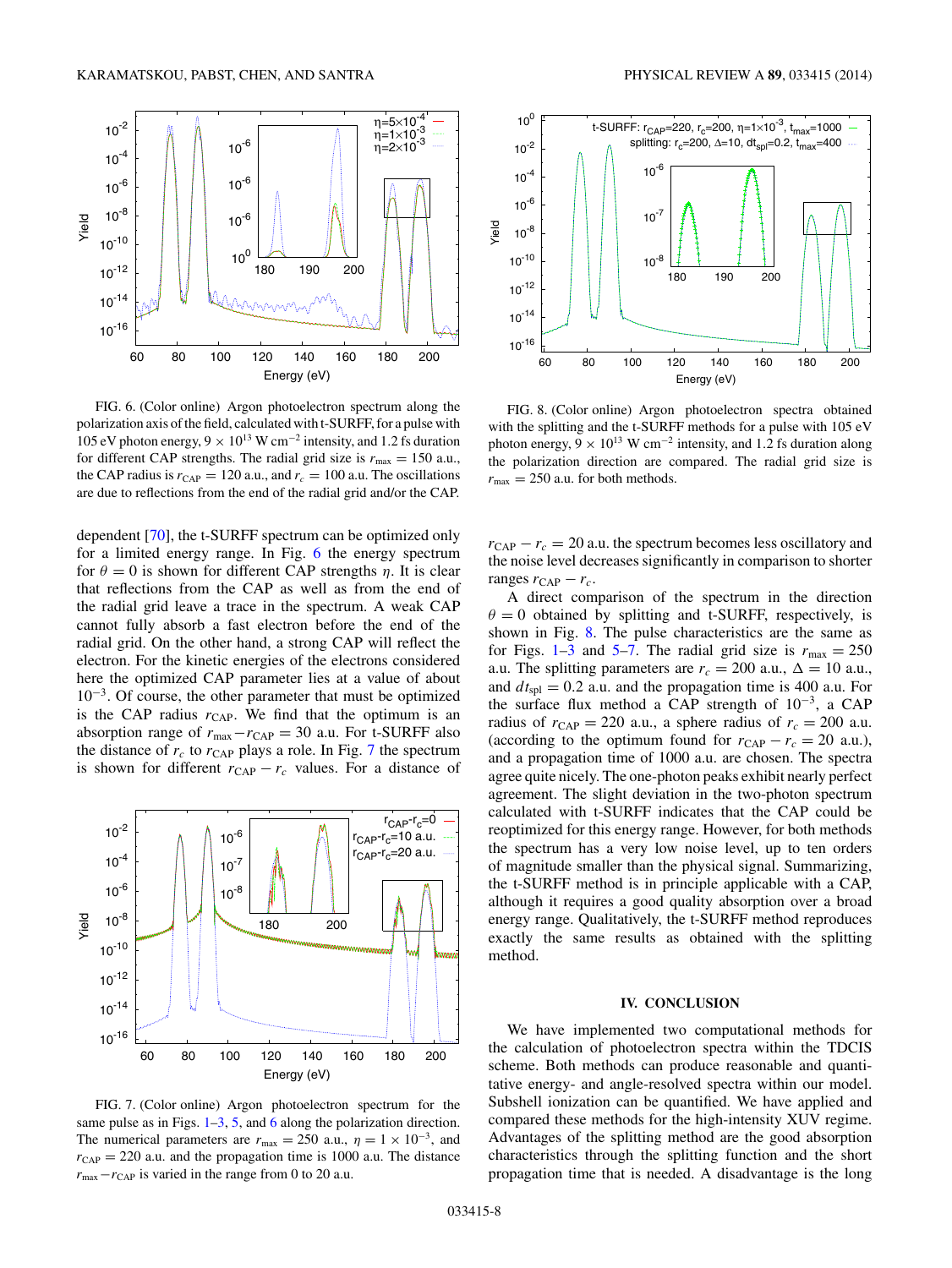FIG. 6. (Color online) Argon photoelectron spectrum along the polarization axis of the field, calculated with t-SURFF, for a pulse with 105 eV photon energy, $9 \times 10^{13}$ W cm$^{-2}$ intensity, and 1.2 fs duration for different CAP strengths. The radial grid size is $r_{\max} = 150$ a.u., the CAP radius is $r_{\rm CAP} = 120$ a.u., and $r_c = 100$ a.u. The oscillations are due to reflections from the end of the radial grid and/or the CAP.

dependent [70], the t-SURFF spectrum can be optimized only for a limited energy range. In Fig. 6 the energy spectrum for $\theta = 0$ is shown for different CAP strengths $\eta$. It is clear that reflections from the CAP as well as from the end of the radial grid leave a trace in the spectrum. A weak CAP cannot fully absorb a fast electron before the end of the radial grid. On the other hand, a strong CAP will reflect the electron. For the kinetic energies of the electrons considered here the optimized CAP parameter lies at a value of about $10^{-3}$. Of course, the other parameter that must be optimized is the CAP radius $r_{\rm CAP}$. We find that the optimum is an absorption range of $r_{\max} - r_{\rm CAP} = 30$ a.u. For t-SURFF also the distance of $r_c$ to $r_{\rm CAP}$ plays a role. In Fig. 7 the spectrum is shown for different $r_{\rm CAP} - r_c$ values. For a distance of

FIG. 7. (Color online) Argon photoelectron spectrum for the same pulse as in Figs. 1–3, 5, and 6 along the polarization direction. The numerical parameters are $r_{\max} = 250$ a.u., $\eta = 1 \times 10^{-3}$, and $r_{\rm CAP} = 220$ a.u. and the propagation time is 1000 a.u. The distance $r_{\max} - r_{\rm CAP}$ is varied in the range from 0 to 20 a.u.

FIG. 8. (Color online) Argon photoelectron spectra obtained with the splitting and the t-SURFF methods for a pulse with 105 eV photon energy, $9 \times 10^{13}$ W cm$^{-2}$ intensity, and 1.2 fs duration along the polarization direction are compared. The radial grid size is $r_{\max} = 250$ a.u. for both methods.

$r_{\rm CAP} - r_c = 20$ a.u. the spectrum becomes less oscillatory and the noise level decreases significantly in comparison to shorter ranges $r_{\rm CAP} - r_c$.

A direct comparison of the spectrum in the direction $\theta = 0$ obtained by splitting and t-SURFF, respectively, is shown in Fig. 8. The pulse characteristics are the same as for Figs. 1–3 and 5–7. The radial grid size is $r_{\max} = 250$ a.u. The splitting parameters are $r_c = 200$ a.u., $\Delta = 10$ a.u., and $dt_{\rm spl} = 0.2$ a.u. and the propagation time is 400 a.u. For the surface flux method a CAP strength of $10^{-3}$, a CAP radius of $r_{\rm CAP} = 220$ a.u., a sphere radius of $r_c = 200$ a.u. (according to the optimum found for $r_{\rm CAP} - r_c = 20$ a.u.), and a propagation time of 1000 a.u. are chosen. The spectra agree quite nicely. The one-photon peaks exhibit nearly perfect agreement. The slight deviation in the two-photon spectrum calculated with t-SURFF indicates that the CAP could be reoptimized for this energy range. However, for both methods the spectrum has a very low noise level, up to ten orders of magnitude smaller than the physical signal. Summarizing, the t-SURFF method is in principle applicable with a CAP, although it requires a good quality absorption over a broad energy range. Qualitatively, the t-SURFF method reproduces exactly the same results as obtained with the splitting method.

## IV. CONCLUSION

We have implemented two computational methods for the calculation of photoelectron spectra within the TDCIS scheme. Both methods can produce reasonable and quantitative energy- and angle-resolved spectra within our model. Subshell ionization can be quantified. We have applied and compared these methods for the high-intensity XUV regime. Advantages of the splitting method are the good absorption characteristics through the splitting function and the short propagation time that is needed. A disadvantage is the long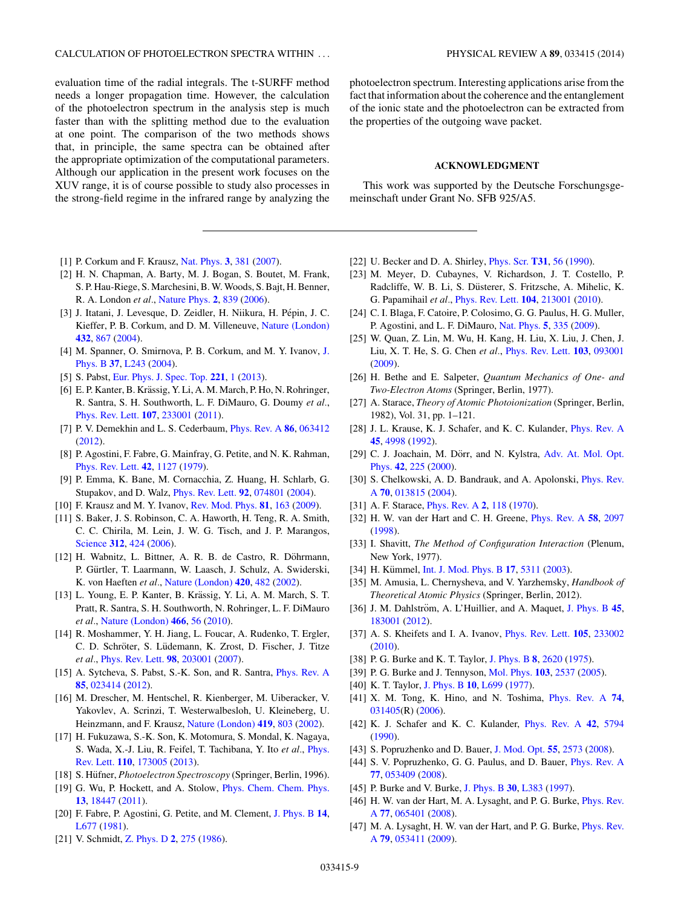evaluation time of the radial integrals. The t-SURFF method needs a longer propagation time. However, the calculation of the photoelectron spectrum in the analysis step is much faster than with the splitting method due to the evaluation at one point. The comparison of the two methods shows that, in principle, the same spectra can be obtained after the appropriate optimization of the computational parameters. Although our application in the present work focuses on the XUV range, it is of course possible to study also processes in the strong-field regime in the infrared range by analyzing the photoelectron spectrum. Interesting applications arise from the fact that information about the coherence and the entanglement of the ionic state and the photoelectron can be extracted from the properties of the outgoing wave packet.

## ACKNOWLEDGMENT

This work was supported by the Deutsche Forschungsgemeinschaft under Grant No. SFB 925/A5.

---

[1] P. Corkum and F. Krausz, Nat. Phys. **3**, 381 (2007).

[2] H. N. Chapman, A. Barty, M. J. Bogan, S. Boutet, M. Frank, S. P. Hau-Riege, S. Marchesini, B. W. Woods, S. Bajt, H. Benner, R. A. London *et al.*, Nature Phys. **2**, 839 (2006).

[3] J. Itatani, J. Levesque, D. Zeidler, H. Niikura, H. Pépin, J. C. Kieffer, P. B. Corkum, and D. M. Villeneuve, Nature (London) **432**, 867 (2004).

[4] M. Spanner, O. Smirnova, P. B. Corkum, and M. Y. Ivanov, J. Phys. B **37**, L243 (2004).

[5] S. Pabst, Eur. Phys. J. Spec. Top. **221**, 1 (2013).

[6] E. P. Kanter, B. Krässig, Y. Li, A. M. March, P. Ho, N. Rohringer, R. Santra, S. H. Southworth, L. F. DiMauro, G. Doumy *et al.*, Phys. Rev. Lett. **107**, 233001 (2011).

[7] P. V. Demekhin and L. S. Cederbaum, Phys. Rev. A **86**, 063412 (2012).

[8] P. Agostini, F. Fabre, G. Mainfray, G. Petite, and N. K. Rahman, Phys. Rev. Lett. **42**, 1127 (1979).

[9] P. Emma, K. Bane, M. Cornacchia, Z. Huang, H. Schlarb, G. Stupakov, and D. Walz, Phys. Rev. Lett. **92**, 074801 (2004).

[10] F. Krausz and M. Y. Ivanov, Rev. Mod. Phys. **81**, 163 (2009).

[11] S. Baker, J. S. Robinson, C. A. Haworth, H. Teng, R. A. Smith, C. C. Chirila, M. Lein, J. W. G. Tisch, and J. P. Marangos, Science **312**, 424 (2006).

[12] H. Wabnitz, L. Bittner, A. R. B. de Castro, R. Döhrmann, P. Gürtler, T. Laarmann, W. Laasch, J. Schulz, A. Swiderski, K. von Haeften *et al.*, Nature (London) **420**, 482 (2002).

[13] L. Young, E. P. Kanter, B. Krässig, Y. Li, A. M. March, S. T. Pratt, R. Santra, S. H. Southworth, N. Rohringer, L. F. DiMauro *et al.*, Nature (London) **466**, 56 (2010).

[14] R. Moshammer, Y. H. Jiang, L. Foucar, A. Rudenko, T. Ergler, C. D. Schröter, S. Lüdemann, K. Zrost, D. Fischer, J. Titze *et al.*, Phys. Rev. Lett. **98**, 203001 (2007).

[15] A. Sytcheva, S. Pabst, S.-K. Son, and R. Santra, Phys. Rev. A **85**, 023414 (2012).

[16] M. Drescher, M. Hentschel, R. Kienberger, M. Uiberacker, V. Yakovlev, A. Scrinzi, T. Westerwalbesloh, U. Kleineberg, U. Heinzmann, and F. Krausz, Nature (London) **419**, 803 (2002).

[17] H. Fukuzawa, S.-K. Son, K. Motomura, S. Mondal, K. Nagaya, S. Wada, X.-J. Liu, R. Feifel, T. Tachibana, Y. Ito *et al.*, Phys. Rev. Lett. **110**, 173005 (2013).

[18] S. Hüfner, *Photoelectron Spectroscopy* (Springer, Berlin, 1996).

[19] G. Wu, P. Hockett, and A. Stolow, Phys. Chem. Chem. Phys. **13**, 18447 (2011).

[20] F. Fabre, P. Agostini, G. Petite, and M. Clement, J. Phys. B **14**, L677 (1981).

[21] V. Schmidt, Z. Phys. D **2**, 275 (1986).

[22] U. Becker and D. A. Shirley, Phys. Scr. **T31**, 56 (1990).

[23] M. Meyer, D. Cubaynes, V. Richardson, J. T. Costello, P. Radcliffe, W. B. Li, S. Düsterer, S. Fritzsche, A. Mihelic, K. G. Papamihail *et al.*, Phys. Rev. Lett. **104**, 213001 (2010).

[24] C. I. Blaga, F. Catoire, P. Colosimo, G. G. Paulus, H. G. Muller, P. Agostini, and L. F. DiMauro, Nat. Phys. **5**, 335 (2009).

[25] W. Quan, Z. Lin, M. Wu, H. Kang, H. Liu, X. Liu, J. Chen, J. Liu, X. T. He, S. G. Chen *et al.*, Phys. Rev. Lett. **103**, 093001 (2009).

[26] H. Bethe and E. Salpeter, *Quantum Mechanics of One- and Two-Electron Atoms* (Springer, Berlin, 1977).

[27] A. Starace, *Theory of Atomic Photoionization* (Springer, Berlin, 1982), Vol. 31, pp. 1–121.

[28] J. L. Krause, K. J. Schafer, and K. C. Kulander, Phys. Rev. A **45**, 4998 (1992).

[29] C. J. Joachain, M. Dörr, and N. Kylstra, Adv. At. Mol. Opt. Phys. **42**, 225 (2000).

[30] S. Chelkowski, A. D. Bandrauk, and A. Apolonski, Phys. Rev. A **70**, 013815 (2004).

[31] A. F. Starace, Phys. Rev. A **2**, 118 (1970).

[32] H. W. van der Hart and C. H. Greene, Phys. Rev. A **58**, 2097 (1998).

[33] I. Shavitt, *The Method of Configuration Interaction* (Plenum, New York, 1977).

[34] H. Kümmel, Int. J. Mod. Phys. B **17**, 5311 (2003).

[35] M. Amusia, L. Chernysheva, and V. Yarzhemsky, *Handbook of Theoretical Atomic Physics* (Springer, Berlin, 2012).

[36] J. M. Dahlström, A. L'Huillier, and A. Maquet, J. Phys. B **45**, 183001 (2012).

[37] A. S. Kheifets and I. A. Ivanov, Phys. Rev. Lett. **105**, 233002 (2010).

[38] P. G. Burke and K. T. Taylor, J. Phys. B **8**, 2620 (1975).

[39] P. G. Burke and J. Tennyson, Mol. Phys. **103**, 2537 (2005).

[40] K. T. Taylor, J. Phys. B **10**, L699 (1977).

[41] X. M. Tong, K. Hino, and N. Toshima, Phys. Rev. A **74**, 031405(R) (2006).

[42] K. J. Schafer and K. C. Kulander, Phys. Rev. A **42**, 5794 (1990).

[43] S. Popruzhenko and D. Bauer, J. Mod. Opt. **55**, 2573 (2008).

[44] S. V. Popruzhenko, G. G. Paulus, and D. Bauer, Phys. Rev. A **77**, 053409 (2008).

[45] P. Burke and V. Burke, J. Phys. B **30**, L383 (1997).

[46] H. W. van der Hart, M. A. Lysaght, and P. G. Burke, Phys. Rev. A **77**, 065401 (2008).

[47] M. A. Lysaght, H. W. van der Hart, and P. G. Burke, Phys. Rev. A **79**, 053411 (2009).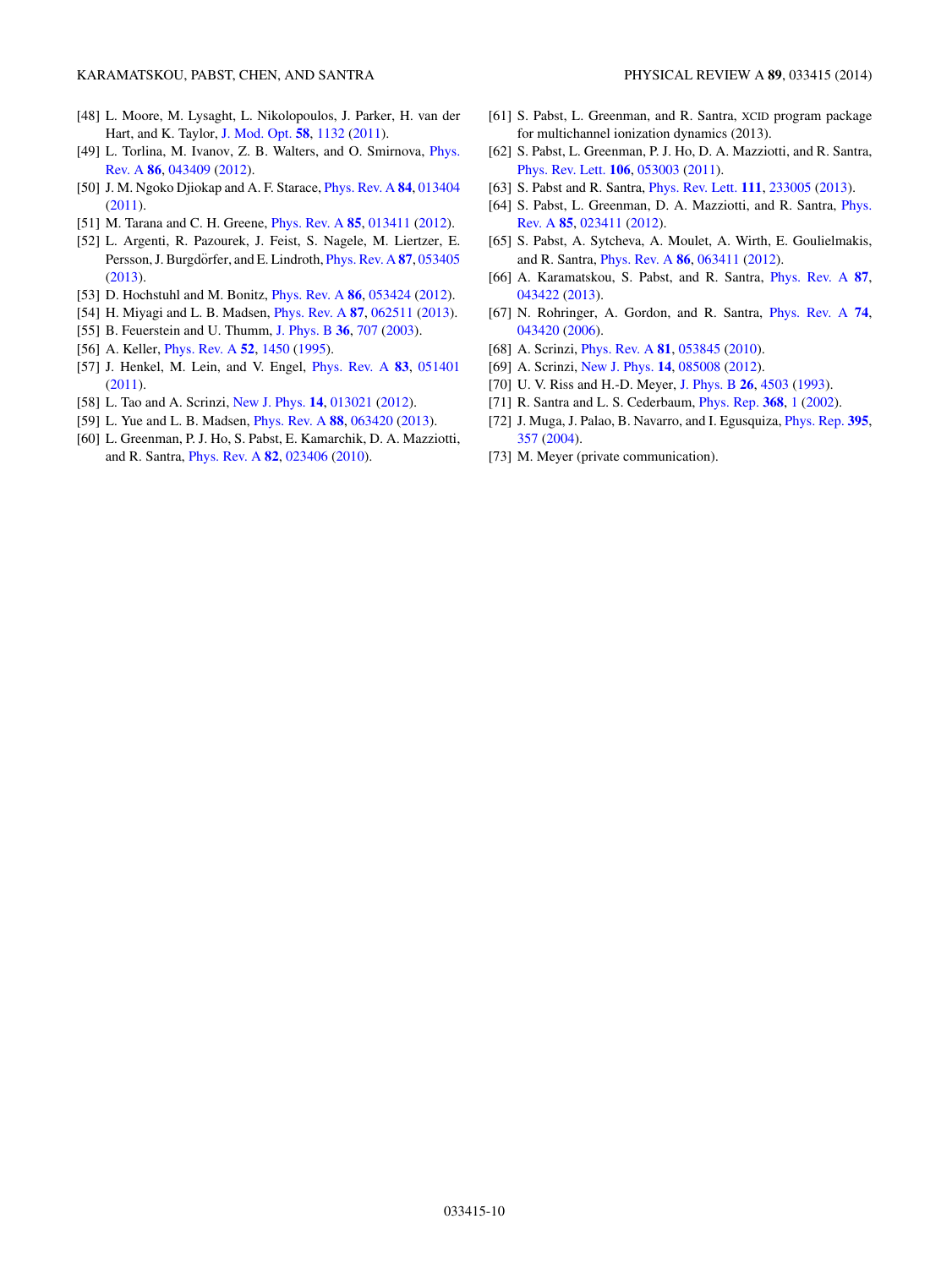[48] L. Moore, M. Lysaght, L. Nikolopoulos, J. Parker, H. van der Hart, and K. Taylor, J. Mod. Opt. **58**, 1132 (2011).

[49] L. Torlina, M. Ivanov, Z. B. Walters, and O. Smirnova, Phys. Rev. A **86**, 043409 (2012).

[50] J. M. Ngoko Djiokap and A. F. Starace, Phys. Rev. A **84**, 013404 (2011).

[51] M. Tarana and C. H. Greene, Phys. Rev. A **85**, 013411 (2012).

[52] L. Argenti, R. Pazourek, J. Feist, S. Nagele, M. Liertzer, E. Persson, J. Burgdörfer, and E. Lindroth, Phys. Rev. A **87**, 053405 (2013).

[53] D. Hochstuhl and M. Bonitz, Phys. Rev. A **86**, 053424 (2012).

[54] H. Miyagi and L. B. Madsen, Phys. Rev. A **87**, 062511 (2013).

[55] B. Feuerstein and U. Thumm, J. Phys. B **36**, 707 (2003).

[56] A. Keller, Phys. Rev. A **52**, 1450 (1995).

[57] J. Henkel, M. Lein, and V. Engel, Phys. Rev. A **83**, 051401 (2011).

[58] L. Tao and A. Scrinzi, New J. Phys. **14**, 013021 (2012).

[59] L. Yue and L. B. Madsen, Phys. Rev. A **88**, 063420 (2013).

[60] L. Greenman, P. J. Ho, S. Pabst, E. Kamarchik, D. A. Mazziotti, and R. Santra, Phys. Rev. A **82**, 023406 (2010).

[61] S. Pabst, L. Greenman, and R. Santra, XCID program package for multichannel ionization dynamics (2013).

[62] S. Pabst, L. Greenman, P. J. Ho, D. A. Mazziotti, and R. Santra, Phys. Rev. Lett. **106**, 053003 (2011).

[63] S. Pabst and R. Santra, Phys. Rev. Lett. **111**, 233005 (2013).

[64] S. Pabst, L. Greenman, D. A. Mazziotti, and R. Santra, Phys. Rev. A **85**, 023411 (2012).

[65] S. Pabst, A. Sytcheva, A. Moulet, A. Wirth, E. Goulielmakis, and R. Santra, Phys. Rev. A **86**, 063411 (2012).

[66] A. Karamatskou, S. Pabst, and R. Santra, Phys. Rev. A **87**, 043422 (2013).

[67] N. Rohringer, A. Gordon, and R. Santra, Phys. Rev. A **74**, 043420 (2006).

[68] A. Scrinzi, Phys. Rev. A **81**, 053845 (2010).

[69] A. Scrinzi, New J. Phys. **14**, 085008 (2012).

[70] U. V. Riss and H.-D. Meyer, J. Phys. B **26**, 4503 (1993).

[71] R. Santra and L. S. Cederbaum, Phys. Rep. **368**, 1 (2002).

[72] J. Muga, J. Palao, B. Navarro, and I. Egusquiza, Phys. Rep. **395**, 357 (2004).

[73] M. Meyer (private communication).